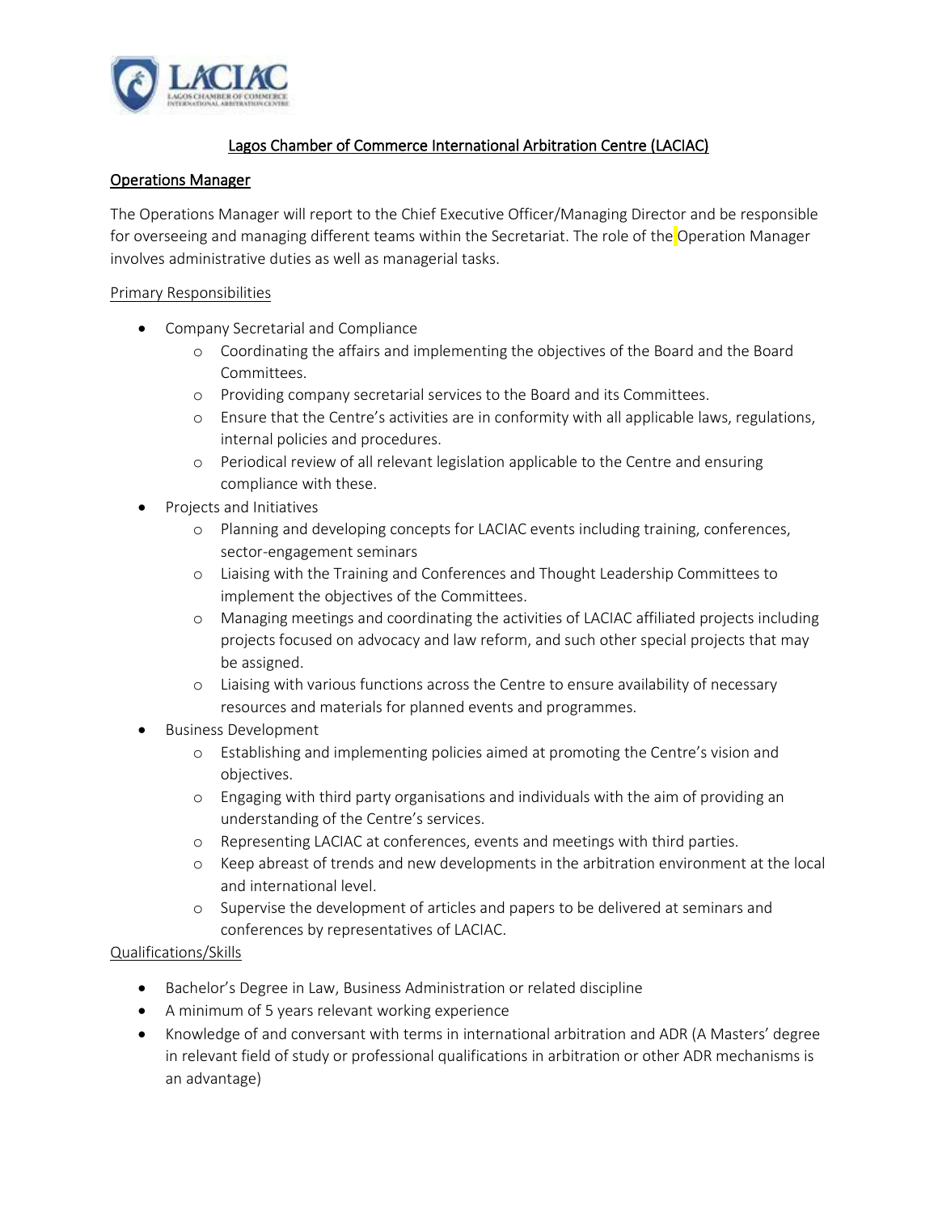## Lagos Chamber of Commerce International Arbitration Centre (LACIAC)

### Operations Manager

The Operations Manager will report to the Chief Executive Officer/Managing Director and be responsible for overseeing and managing different teams within the Secretariat. The role of the Operation Manager involves administrative duties as well as managerial tasks.

#### Primary Responsibilities

- Company Secretarial and Compliance
  - Coordinating the affairs and implementing the objectives of the Board and the Board Committees.
  - Providing company secretarial services to the Board and its Committees.
  - Ensure that the Centre's activities are in conformity with all applicable laws, regulations, internal policies and procedures.
  - Periodical review of all relevant legislation applicable to the Centre and ensuring compliance with these.
- Projects and Initiatives
  - Planning and developing concepts for LACIAC events including training, conferences, sector-engagement seminars
  - Liaising with the Training and Conferences and Thought Leadership Committees to implement the objectives of the Committees.
  - Managing meetings and coordinating the activities of LACIAC affiliated projects including projects focused on advocacy and law reform, and such other special projects that may be assigned.
  - Liaising with various functions across the Centre to ensure availability of necessary resources and materials for planned events and programmes.
- Business Development
  - Establishing and implementing policies aimed at promoting the Centre's vision and objectives.
  - Engaging with third party organisations and individuals with the aim of providing an understanding of the Centre's services.
  - Representing LACIAC at conferences, events and meetings with third parties.
  - Keep abreast of trends and new developments in the arbitration environment at the local and international level.
  - Supervise the development of articles and papers to be delivered at seminars and conferences by representatives of LACIAC.

#### Qualifications/Skills

- Bachelor's Degree in Law, Business Administration or related discipline
- A minimum of 5 years relevant working experience
- Knowledge of and conversant with terms in international arbitration and ADR (A Masters' degree in relevant field of study or professional qualifications in arbitration or other ADR mechanisms is an advantage)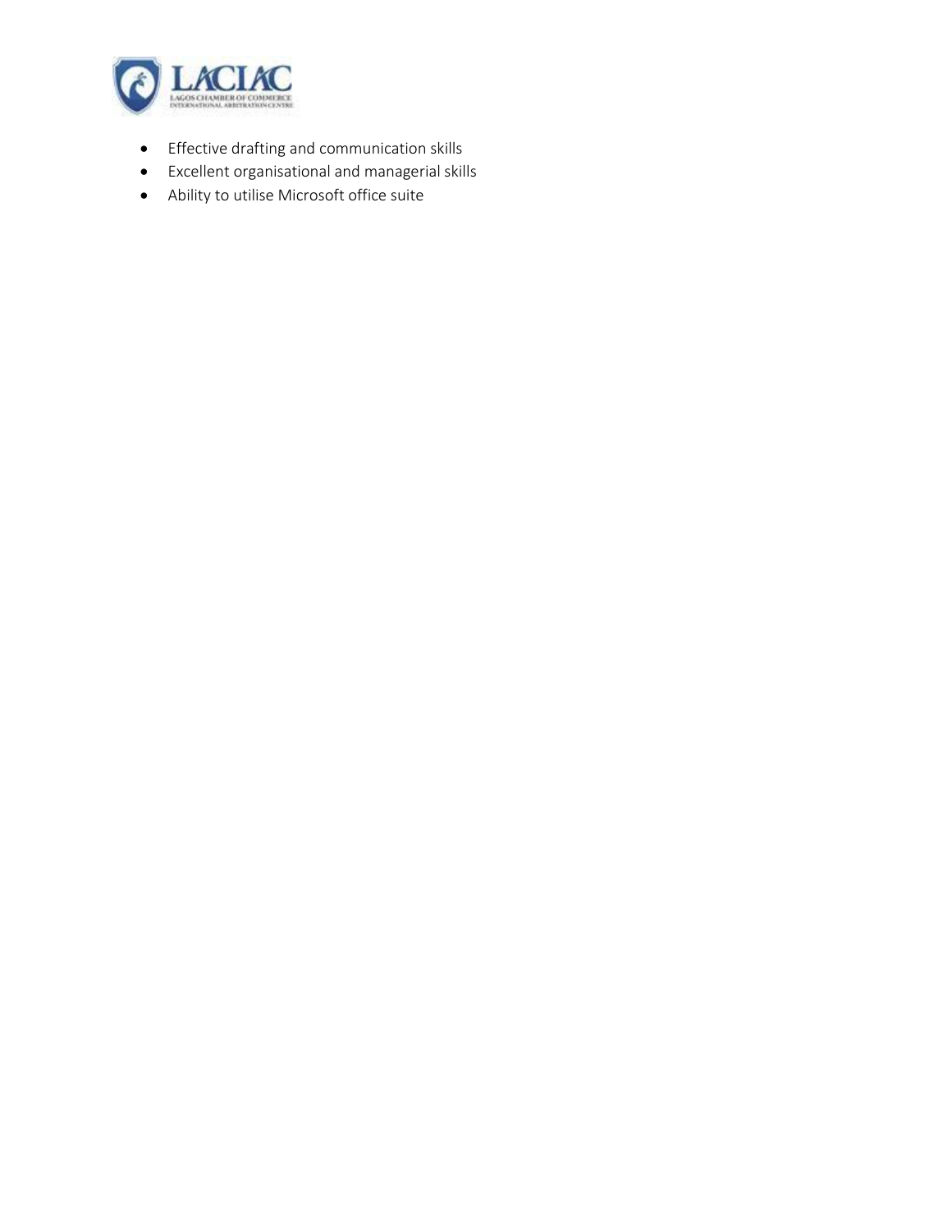- Effective drafting and communication skills
- Excellent organisational and managerial skills
- Ability to utilise Microsoft office suite